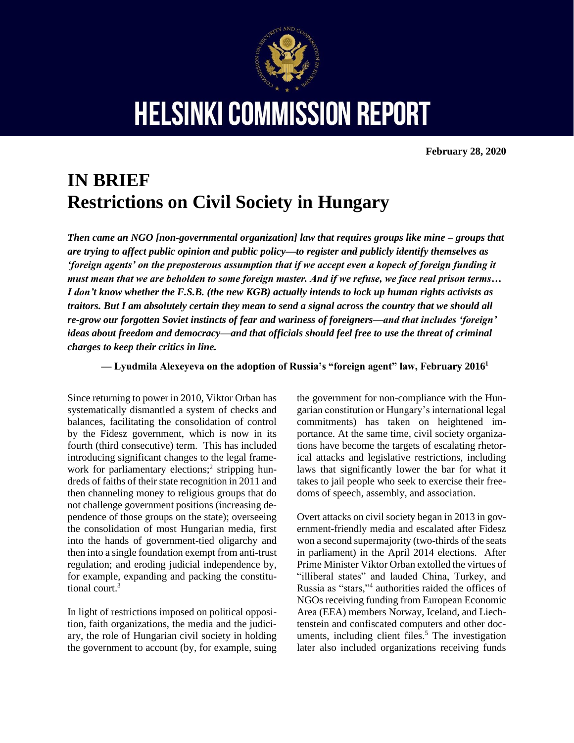# HELSINKI COMMISSION REPORT

**February 28, 2020**

# IN BRIEF
# Restrictions on Civil Society in Hungary

***Then came an NGO [non-governmental organization] law that requires groups like mine – groups that are trying to affect public opinion and public policy—to register and publicly identify themselves as 'foreign agents' on the preposterous assumption that if we accept even a kopeck of foreign funding it must mean that we are beholden to some foreign master. And if we refuse, we face real prison terms… I don't know whether the F.S.B. (the new KGB) actually intends to lock up human rights activists as traitors. But I am absolutely certain they mean to send a signal across the country that we should all re-grow our forgotten Soviet instincts of fear and wariness of foreigners—and that includes 'foreign' ideas about freedom and democracy—and that officials should feel free to use the threat of criminal charges to keep their critics in line.***

**— Lyudmila Alexeyeva on the adoption of Russia's "foreign agent" law, February 2016[1]**

Since returning to power in 2010, Viktor Orban has systematically dismantled a system of checks and balances, facilitating the consolidation of control by the Fidesz government, which is now in its fourth (third consecutive) term. This has included introducing significant changes to the legal framework for parliamentary elections;[2] stripping hundreds of faiths of their state recognition in 2011 and then channeling money to religious groups that do not challenge government positions (increasing dependence of those groups on the state); overseeing the consolidation of most Hungarian media, first into the hands of government-tied oligarchy and then into a single foundation exempt from anti-trust regulation; and eroding judicial independence by, for example, expanding and packing the constitutional court.[3]

In light of restrictions imposed on political opposition, faith organizations, the media and the judiciary, the role of Hungarian civil society in holding the government to account (by, for example, suing the government for non-compliance with the Hungarian constitution or Hungary's international legal commitments) has taken on heightened importance. At the same time, civil society organizations have become the targets of escalating rhetorical attacks and legislative restrictions, including laws that significantly lower the bar for what it takes to jail people who seek to exercise their freedoms of speech, assembly, and association.

Overt attacks on civil society began in 2013 in government-friendly media and escalated after Fidesz won a second supermajority (two-thirds of the seats in parliament) in the April 2014 elections. After Prime Minister Viktor Orban extolled the virtues of "illiberal states" and lauded China, Turkey, and Russia as "stars,"[4] authorities raided the offices of NGOs receiving funding from European Economic Area (EEA) members Norway, Iceland, and Liechtenstein and confiscated computers and other documents, including client files.[5] The investigation later also included organizations receiving funds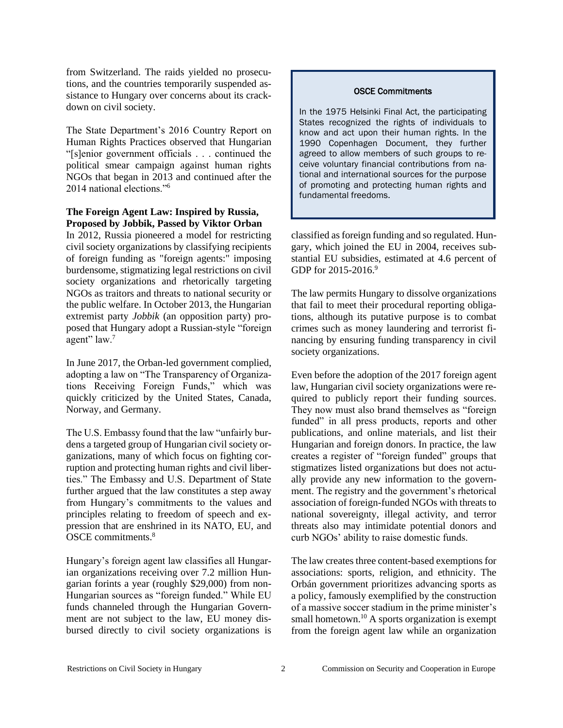from Switzerland. The raids yielded no prosecutions, and the countries temporarily suspended assistance to Hungary over concerns about its crackdown on civil society.

The State Department's 2016 Country Report on Human Rights Practices observed that Hungarian "[s]enior government officials . . . continued the political smear campaign against human rights NGOs that began in 2013 and continued after the 2014 national elections."[6]

### The Foreign Agent Law: Inspired by Russia, Proposed by Jobbik, Passed by Viktor Orban

In 2012, Russia pioneered a model for restricting civil society organizations by classifying recipients of foreign funding as "foreign agents:" imposing burdensome, stigmatizing legal restrictions on civil society organizations and rhetorically targeting NGOs as traitors and threats to national security or the public welfare. In October 2013, the Hungarian extremist party *Jobbik* (an opposition party) proposed that Hungary adopt a Russian-style "foreign agent" law.[7]

In June 2017, the Orban-led government complied, adopting a law on "The Transparency of Organizations Receiving Foreign Funds," which was quickly criticized by the United States, Canada, Norway, and Germany.

The U.S. Embassy found that the law "unfairly burdens a targeted group of Hungarian civil society organizations, many of which focus on fighting corruption and protecting human rights and civil liberties." The Embassy and U.S. Department of State further argued that the law constitutes a step away from Hungary's commitments to the values and principles relating to freedom of speech and expression that are enshrined in its NATO, EU, and OSCE commitments.[8]

Hungary's foreign agent law classifies all Hungarian organizations receiving over 7.2 million Hungarian forints a year (roughly $29,000) from non-Hungarian sources as "foreign funded." While EU funds channeled through the Hungarian Government are not subject to the law, EU money disbursed directly to civil society organizations is classified as foreign funding and so regulated. Hungary, which joined the EU in 2004, receives substantial EU subsidies, estimated at 4.6 percent of GDP for 2015-2016.[9]

> **OSCE Commitments**
>
> In the 1975 Helsinki Final Act, the participating States recognized the rights of individuals to know and act upon their human rights. In the 1990 Copenhagen Document, they further agreed to allow members of such groups to receive voluntary financial contributions from national and international sources for the purpose of promoting and protecting human rights and fundamental freedoms.

The law permits Hungary to dissolve organizations that fail to meet their procedural reporting obligations, although its putative purpose is to combat crimes such as money laundering and terrorist financing by ensuring funding transparency in civil society organizations.

Even before the adoption of the 2017 foreign agent law, Hungarian civil society organizations were required to publicly report their funding sources. They now must also brand themselves as "foreign funded" in all press products, reports and other publications, and online materials, and list their Hungarian and foreign donors. In practice, the law creates a register of "foreign funded" groups that stigmatizes listed organizations but does not actually provide any new information to the government. The registry and the government's rhetorical association of foreign-funded NGOs with threats to national sovereignty, illegal activity, and terror threats also may intimidate potential donors and curb NGOs' ability to raise domestic funds.

The law creates three content-based exemptions for associations: sports, religion, and ethnicity. The Orbán government prioritizes advancing sports as a policy, famously exemplified by the construction of a massive soccer stadium in the prime minister's small hometown.[10] A sports organization is exempt from the foreign agent law while an organization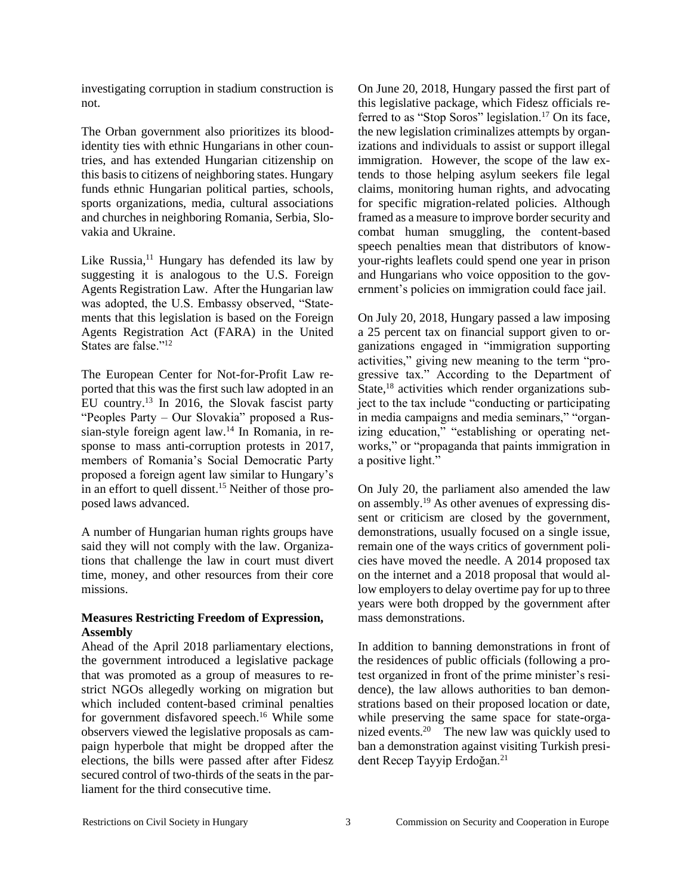investigating corruption in stadium construction is not.

The Orban government also prioritizes its blood-identity ties with ethnic Hungarians in other countries, and has extended Hungarian citizenship on this basis to citizens of neighboring states. Hungary funds ethnic Hungarian political parties, schools, sports organizations, media, cultural associations and churches in neighboring Romania, Serbia, Slovakia and Ukraine.

Like Russia,[11] Hungary has defended its law by suggesting it is analogous to the U.S. Foreign Agents Registration Law. After the Hungarian law was adopted, the U.S. Embassy observed, "Statements that this legislation is based on the Foreign Agents Registration Act (FARA) in the United States are false."[12]

The European Center for Not-for-Profit Law reported that this was the first such law adopted in an EU country.[13] In 2016, the Slovak fascist party "Peoples Party – Our Slovakia" proposed a Russian-style foreign agent law.[14] In Romania, in response to mass anti-corruption protests in 2017, members of Romania's Social Democratic Party proposed a foreign agent law similar to Hungary's in an effort to quell dissent.[15] Neither of those proposed laws advanced.

A number of Hungarian human rights groups have said they will not comply with the law. Organizations that challenge the law in court must divert time, money, and other resources from their core missions.

**Measures Restricting Freedom of Expression, Assembly**

Ahead of the April 2018 parliamentary elections, the government introduced a legislative package that was promoted as a group of measures to restrict NGOs allegedly working on migration but which included content-based criminal penalties for government disfavored speech.[16] While some observers viewed the legislative proposals as campaign hyperbole that might be dropped after the elections, the bills were passed after after Fidesz secured control of two-thirds of the seats in the parliament for the third consecutive time.

On June 20, 2018, Hungary passed the first part of this legislative package, which Fidesz officials referred to as "Stop Soros" legislation.[17] On its face, the new legislation criminalizes attempts by organizations and individuals to assist or support illegal immigration. However, the scope of the law extends to those helping asylum seekers file legal claims, monitoring human rights, and advocating for specific migration-related policies. Although framed as a measure to improve border security and combat human smuggling, the content-based speech penalties mean that distributors of know-your-rights leaflets could spend one year in prison and Hungarians who voice opposition to the government's policies on immigration could face jail.

On July 20, 2018, Hungary passed a law imposing a 25 percent tax on financial support given to organizations engaged in "immigration supporting activities," giving new meaning to the term "progressive tax." According to the Department of State,[18] activities which render organizations subject to the tax include "conducting or participating in media campaigns and media seminars," "organizing education," "establishing or operating networks," or "propaganda that paints immigration in a positive light."

On July 20, the parliament also amended the law on assembly.[19] As other avenues of expressing dissent or criticism are closed by the government, demonstrations, usually focused on a single issue, remain one of the ways critics of government policies have moved the needle. A 2014 proposed tax on the internet and a 2018 proposal that would allow employers to delay overtime pay for up to three years were both dropped by the government after mass demonstrations.

In addition to banning demonstrations in front of the residences of public officials (following a protest organized in front of the prime minister's residence), the law allows authorities to ban demonstrations based on their proposed location or date, while preserving the same space for state-organized events.[20] The new law was quickly used to ban a demonstration against visiting Turkish president Recep Tayyip Erdoğan.[21]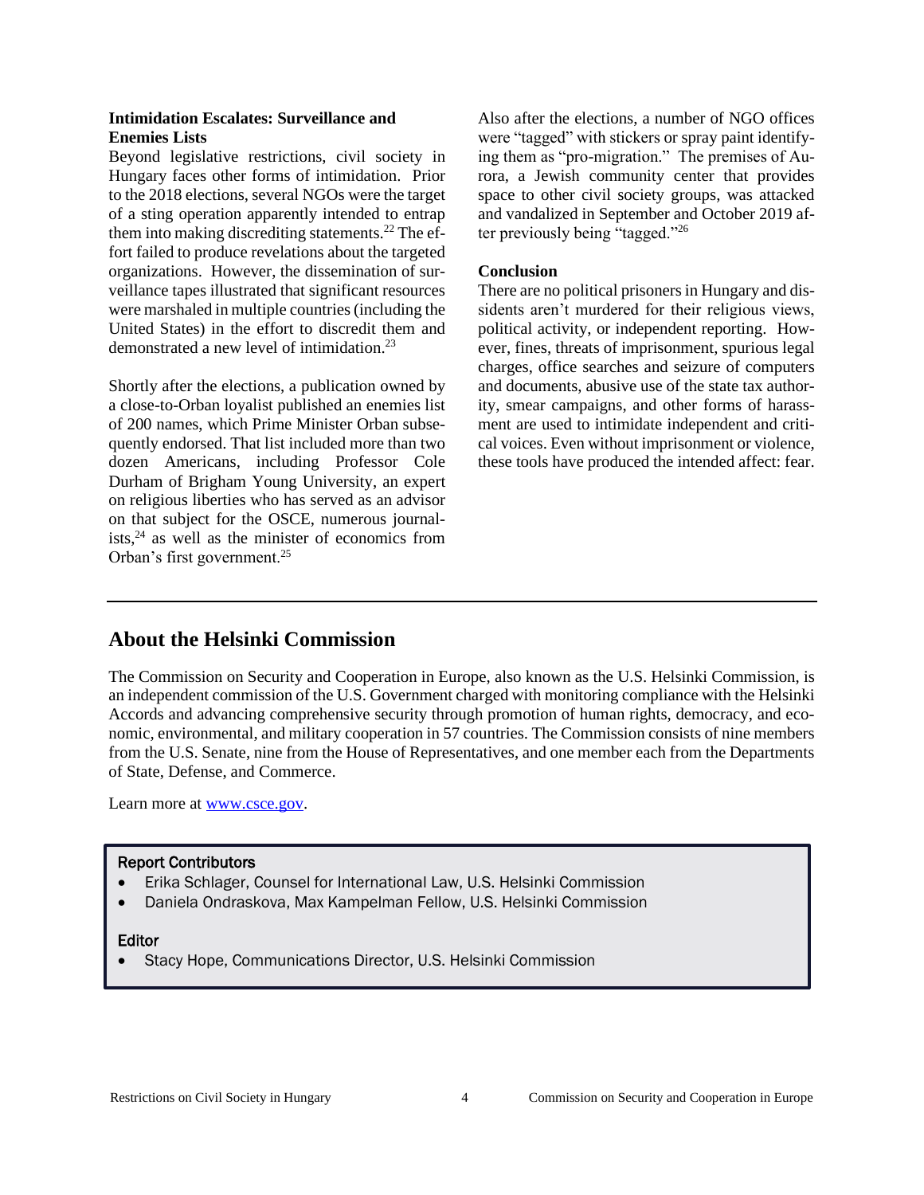**Intimidation Escalates: Surveillance and Enemies Lists**

Beyond legislative restrictions, civil society in Hungary faces other forms of intimidation. Prior to the 2018 elections, several NGOs were the target of a sting operation apparently intended to entrap them into making discrediting statements.[22] The effort failed to produce revelations about the targeted organizations. However, the dissemination of surveillance tapes illustrated that significant resources were marshaled in multiple countries (including the United States) in the effort to discredit them and demonstrated a new level of intimidation.[23]

Shortly after the elections, a publication owned by a close-to-Orban loyalist published an enemies list of 200 names, which Prime Minister Orban subsequently endorsed. That list included more than two dozen Americans, including Professor Cole Durham of Brigham Young University, an expert on religious liberties who has served as an advisor on that subject for the OSCE, numerous journalists,[24] as well as the minister of economics from Orban's first government.[25]

Also after the elections, a number of NGO offices were "tagged" with stickers or spray paint identifying them as "pro-migration." The premises of Aurora, a Jewish community center that provides space to other civil society groups, was attacked and vandalized in September and October 2019 after previously being "tagged."[26]

**Conclusion**

There are no political prisoners in Hungary and dissidents aren't murdered for their religious views, political activity, or independent reporting. However, fines, threats of imprisonment, spurious legal charges, office searches and seizure of computers and documents, abusive use of the state tax authority, smear campaigns, and other forms of harassment are used to intimidate independent and critical voices. Even without imprisonment or violence, these tools have produced the intended affect: fear.

## About the Helsinki Commission

The Commission on Security and Cooperation in Europe, also known as the U.S. Helsinki Commission, is an independent commission of the U.S. Government charged with monitoring compliance with the Helsinki Accords and advancing comprehensive security through promotion of human rights, democracy, and economic, environmental, and military cooperation in 57 countries. The Commission consists of nine members from the U.S. Senate, nine from the House of Representatives, and one member each from the Departments of State, Defense, and Commerce.

Learn more at [www.csce.gov](http://www.csce.gov).

**Report Contributors**

- Erika Schlager, Counsel for International Law, U.S. Helsinki Commission
- Daniela Ondraskova, Max Kampelman Fellow, U.S. Helsinki Commission

**Editor**

- Stacy Hope, Communications Director, U.S. Helsinki Commission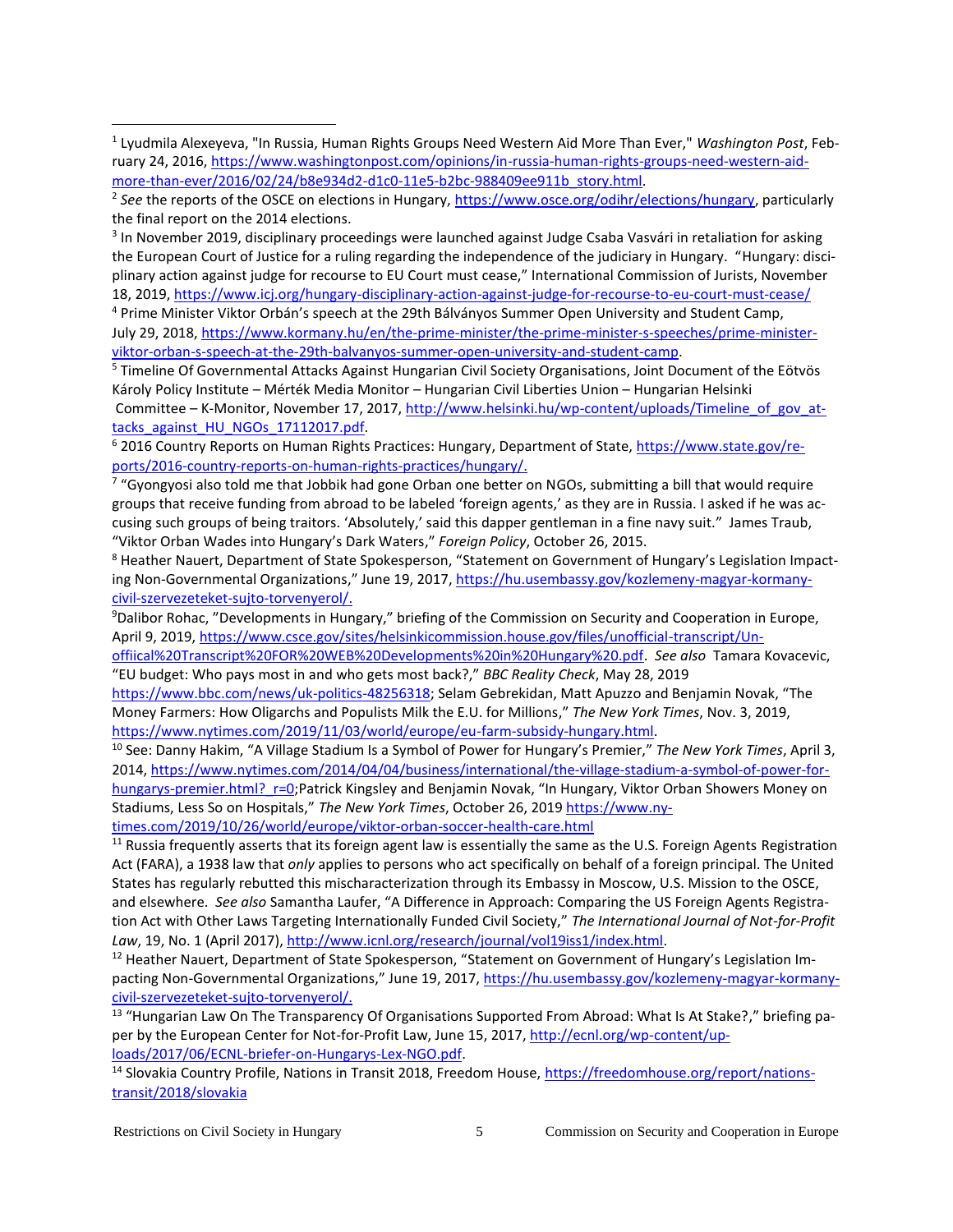[1] Lyudmila Alexeyeva, "In Russia, Human Rights Groups Need Western Aid More Than Ever," *Washington Post*, February 24, 2016, https://www.washingtonpost.com/opinions/in-russia-human-rights-groups-need-western-aid-more-than-ever/2016/02/24/b8e934d2-d1c0-11e5-b2bc-988409ee911b_story.html.

[2] *See* the reports of the OSCE on elections in Hungary, https://www.osce.org/odihr/elections/hungary, particularly the final report on the 2014 elections.

[3] In November 2019, disciplinary proceedings were launched against Judge Csaba Vasvári in retaliation for asking the European Court of Justice for a ruling regarding the independence of the judiciary in Hungary. "Hungary: disciplinary action against judge for recourse to EU Court must cease," International Commission of Jurists, November 18, 2019, https://www.icj.org/hungary-disciplinary-action-against-judge-for-recourse-to-eu-court-must-cease/

[4] Prime Minister Viktor Orbán's speech at the 29th Bálványos Summer Open University and Student Camp, July 29, 2018, https://www.kormany.hu/en/the-prime-minister/the-prime-minister-s-speeches/prime-minister-viktor-orban-s-speech-at-the-29th-balvanyos-summer-open-university-and-student-camp.

[5] Timeline Of Governmental Attacks Against Hungarian Civil Society Organisations, Joint Document of the Eötvös Károly Policy Institute – Mérték Media Monitor – Hungarian Civil Liberties Union – Hungarian Helsinki Committee – K-Monitor, November 17, 2017, http://www.helsinki.hu/wp-content/uploads/Timeline_of_gov_attacks_against_HU_NGOs_17112017.pdf.

[6] 2016 Country Reports on Human Rights Practices: Hungary, Department of State, https://www.state.gov/reports/2016-country-reports-on-human-rights-practices/hungary/.

[7] "Gyongyosi also told me that Jobbik had gone Orban one better on NGOs, submitting a bill that would require groups that receive funding from abroad to be labeled 'foreign agents,' as they are in Russia. I asked if he was accusing such groups of being traitors. 'Absolutely,' said this dapper gentleman in a fine navy suit." James Traub, "Viktor Orban Wades into Hungary's Dark Waters," *Foreign Policy*, October 26, 2015.

[8] Heather Nauert, Department of State Spokesperson, "Statement on Government of Hungary's Legislation Impacting Non-Governmental Organizations," June 19, 2017, https://hu.usembassy.gov/kozlemeny-magyar-kormany-civil-szervezeteket-sujto-torvenyerol/.

[9] Dalibor Rohac, "Developments in Hungary," briefing of the Commission on Security and Cooperation in Europe, April 9, 2019, https://www.csce.gov/sites/helsinkicommission.house.gov/files/unofficial-transcript/Un-offiical%20Transcript%20FOR%20WEB%20Developments%20in%20Hungary%20.pdf. *See also* Tamara Kovacevic, "EU budget: Who pays most in and who gets most back?," *BBC Reality Check*, May 28, 2019 https://www.bbc.com/news/uk-politics-48256318; Selam Gebrekidan, Matt Apuzzo and Benjamin Novak, "The Money Farmers: How Oligarchs and Populists Milk the E.U. for Millions," *The New York Times*, Nov. 3, 2019, https://www.nytimes.com/2019/11/03/world/europe/eu-farm-subsidy-hungary.html.

[10] See: Danny Hakim, "A Village Stadium Is a Symbol of Power for Hungary's Premier," *The New York Times*, April 3, 2014, https://www.nytimes.com/2014/04/04/business/international/the-village-stadium-a-symbol-of-power-for-hungarys-premier.html?_r=0;Patrick Kingsley and Benjamin Novak, "In Hungary, Viktor Orban Showers Money on Stadiums, Less So on Hospitals," *The New York Times*, October 26, 2019 https://www.nytimes.com/2019/10/26/world/europe/viktor-orban-soccer-health-care.html

[11] Russia frequently asserts that its foreign agent law is essentially the same as the U.S. Foreign Agents Registration Act (FARA), a 1938 law that *only* applies to persons who act specifically on behalf of a foreign principal. The United States has regularly rebutted this mischaracterization through its Embassy in Moscow, U.S. Mission to the OSCE, and elsewhere. *See also* Samantha Laufer, "A Difference in Approach: Comparing the US Foreign Agents Registration Act with Other Laws Targeting Internationally Funded Civil Society," *The International Journal of Not-for-Profit Law*, 19, No. 1 (April 2017), http://www.icnl.org/research/journal/vol19iss1/index.html.

[12] Heather Nauert, Department of State Spokesperson, "Statement on Government of Hungary's Legislation Impacting Non-Governmental Organizations," June 19, 2017, https://hu.usembassy.gov/kozlemeny-magyar-kormany-civil-szervezeteket-sujto-torvenyerol/.

[13] "Hungarian Law On The Transparency Of Organisations Supported From Abroad: What Is At Stake?," briefing paper by the European Center for Not-for-Profit Law, June 15, 2017, http://ecnl.org/wp-content/uploads/2017/06/ECNL-briefer-on-Hungarys-Lex-NGO.pdf.

[14] Slovakia Country Profile, Nations in Transit 2018, Freedom House, https://freedomhouse.org/report/nations-transit/2018/slovakia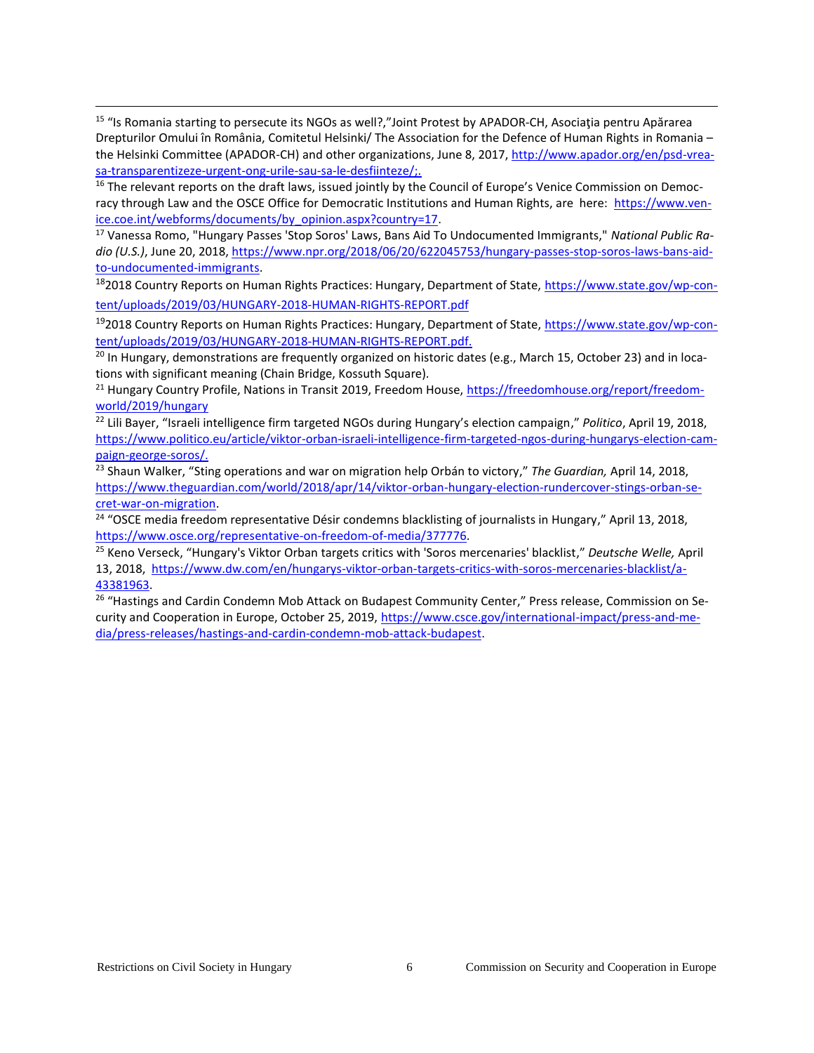[15] "Is Romania starting to persecute its NGOs as well?,"Joint Protest by APADOR-CH, Asociaţia pentru Apărarea Drepturilor Omului în România, Comitetul Helsinki/ The Association for the Defence of Human Rights in Romania – the Helsinki Committee (APADOR-CH) and other organizations, June 8, 2017, http://www.apador.org/en/psd-vrea-sa-transparentizeze-urgent-ong-urile-sau-sa-le-desfiinteze/;.

[16] The relevant reports on the draft laws, issued jointly by the Council of Europe's Venice Commission on Democracy through Law and the OSCE Office for Democratic Institutions and Human Rights, are here: https://www.venice.coe.int/webforms/documents/by_opinion.aspx?country=17.

[17] Vanessa Romo, "Hungary Passes 'Stop Soros' Laws, Bans Aid To Undocumented Immigrants," *National Public Radio (U.S.)*, June 20, 2018, https://www.npr.org/2018/06/20/622045753/hungary-passes-stop-soros-laws-bans-aid-to-undocumented-immigrants.

[18] 2018 Country Reports on Human Rights Practices: Hungary, Department of State, https://www.state.gov/wp-content/uploads/2019/03/HUNGARY-2018-HUMAN-RIGHTS-REPORT.pdf

[19] 2018 Country Reports on Human Rights Practices: Hungary, Department of State, https://www.state.gov/wp-content/uploads/2019/03/HUNGARY-2018-HUMAN-RIGHTS-REPORT.pdf.

[20] In Hungary, demonstrations are frequently organized on historic dates (e.g., March 15, October 23) and in locations with significant meaning (Chain Bridge, Kossuth Square).

[21] Hungary Country Profile, Nations in Transit 2019, Freedom House, https://freedomhouse.org/report/freedom-world/2019/hungary

[22] Lili Bayer, "Israeli intelligence firm targeted NGOs during Hungary's election campaign," *Politico*, April 19, 2018, https://www.politico.eu/article/viktor-orban-israeli-intelligence-firm-targeted-ngos-during-hungarys-election-campaign-george-soros/.

[23] Shaun Walker, "Sting operations and war on migration help Orbán to victory," *The Guardian,* April 14, 2018, https://www.theguardian.com/world/2018/apr/14/viktor-orban-hungary-election-rundercover-stings-orban-secret-war-on-migration.

[24] "OSCE media freedom representative Désir condemns blacklisting of journalists in Hungary," April 13, 2018, https://www.osce.org/representative-on-freedom-of-media/377776.

[25] Keno Verseck, "Hungary's Viktor Orban targets critics with 'Soros mercenaries' blacklist," *Deutsche Welle,* April 13, 2018, https://www.dw.com/en/hungarys-viktor-orban-targets-critics-with-soros-mercenaries-blacklist/a-43381963.

[26] "Hastings and Cardin Condemn Mob Attack on Budapest Community Center," Press release, Commission on Security and Cooperation in Europe, October 25, 2019, https://www.csce.gov/international-impact/press-and-media/press-releases/hastings-and-cardin-condemn-mob-attack-budapest.